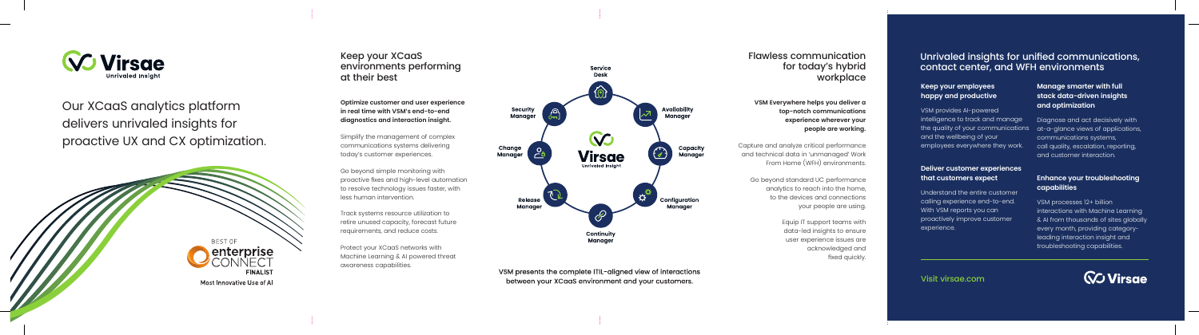# Virsae

Unrivaled Insight

Our XCaaS analytics platform delivers unrivaled insights for proactive UX and CX optimization.

BEST OF enterprise CONNECT FINALIST

Most Innovative Use of AI

## Keep your XCaaS environments performing at their best

**Optimize customer and user experience in real time with VSM's end-to-end diagnostics and interaction insight.**

Simplify the management of complex communications systems delivering today's customer experiences.

Go beyond simple monitoring with proactive fixes and high-level automation to resolve technology issues faster, with less human intervention.

Track systems resource utilization to retire unused capacity, forecast future requirements, and reduce costs.

Protect your XCaaS networks with Machine Learning & AI powered threat awareness capabilities.

Service Desk

Availability Manager

Capacity Manager

Configuration Manager

Continuity Manager

Release Manager

Change Manager

Security Manager

Virsae Unrivaled Insight

VSM presents the complete ITIL-aligned view of interactions between your XCaaS environment and your customers.

## Flawless communication for today's hybrid workplace

**VSM Everywhere helps you deliver a top-notch communications experience wherever your people are working.**

Capture and analyze critical performance and technical data in 'unmanaged' Work From Home (WFH) environments.

Go beyond standard UC performance analytics to reach into the home, to the devices and connections your people are using.

Equip IT support teams with data-led insights to ensure user experience issues are acknowledged and fixed quickly.

## Unrivaled insights for unified communications, contact center, and WFH environments

### Keep your employees happy and productive

VSM provides AI-powered intelligence to track and manage the quality of your communications and the wellbeing of your employees everywhere they work.

### Deliver customer experiences that customers expect

Understand the entire customer calling experience end-to-end. With VSM reports you can proactively improve customer experience.

### Manage smarter with full stack data-driven insights and optimization

Diagnose and act decisively with at-a-glance views of applications, communications systems, call quality, escalation, reporting, and customer interaction.

### Enhance your troubleshooting capabilities

VSM processes 12+ billion interactions with Machine Learning & AI from thousands of sites globally every month, providing category-leading interaction insight and troubleshooting capabilities.

Visit virsae.com

Virsae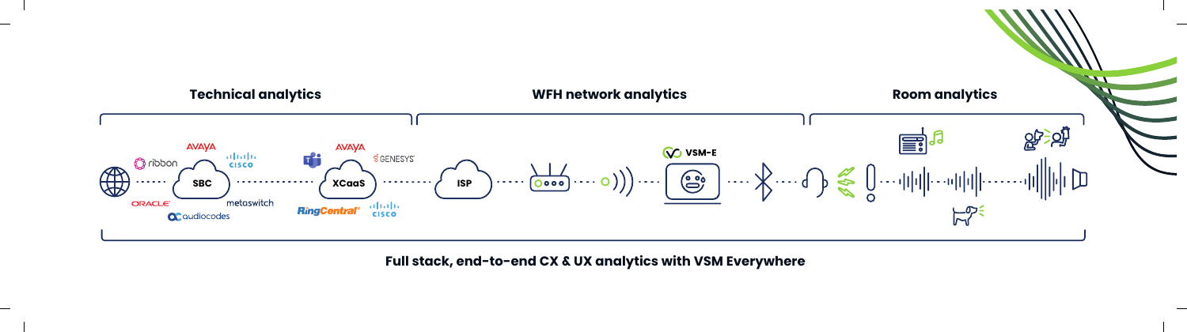Technical analytics

WFH network analytics

Room analytics

AVAYA

ribbon

cisco

SBC

ORACLE

metaswitch

audiocodes

AVAYA

GENESYS

XCaaS

RingCentral

cisco

ISP

VSM-E

**Full stack, end-to-end CX & UX analytics with VSM Everywhere**